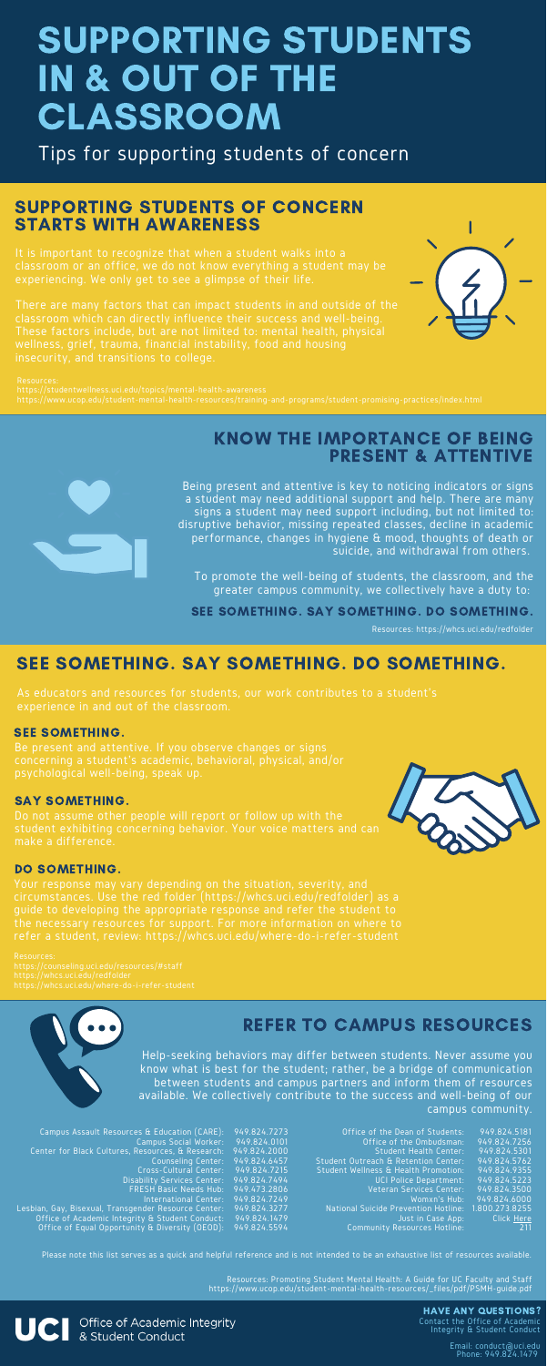# SUPPORTING STUDENTS IN & OUT OF THE CLASSROOM

Tips for supporting students of concern

## SUPPORTING STUDENTS OF CONCERN STARTS WITH AWARENESS

It is important to recognize that when a student walks into a classroom or an office, we do not know everything a student may be experiencing. We only get to see a glimpse of their life.

There are many factors that can impact students in and outside of the classroom which can directly influence their success and well-being. These factors include, but are not limited to: mental health, physical wellness, grief, trauma, financial instability, food and housing insecurity, and transitions to college.

Resources:
https://studentwellness.uci.edu/topics/mental-health-awareness
https://www.ucop.edu/student-mental-health-resources/training-and-programs/student-promising-practices/index.html

## KNOW THE IMPORTANCE OF BEING PRESENT & ATTENTIVE

Being present and attentive is key to noticing indicators or signs a student may need additional support and help. There are many signs a student may need support including, but not limited to: disruptive behavior, missing repeated classes, decline in academic performance, changes in hygiene & mood, thoughts of death or suicide, and withdrawal from others.

To promote the well-being of students, the classroom, and the greater campus community, we collectively have a duty to:

**SEE SOMETHING. SAY SOMETHING. DO SOMETHING.**

Resources: https://whcs.uci.edu/redfolder

## SEE SOMETHING. SAY SOMETHING. DO SOMETHING.

As educators and resources for students, our work contributes to a student's experience in and out of the classroom.

### SEE SOMETHING.

Be present and attentive. If you observe changes or signs concerning a student's academic, behavioral, physical, and/or psychological well-being, speak up.

### SAY SOMETHING.

Do not assume other people will report or follow up with the student exhibiting concerning behavior. Your voice matters and can make a difference.

### DO SOMETHING.

Your response may vary depending on the situation, severity, and circumstances. Use the red folder (https://whcs.uci.edu/redfolder) as a guide to developing the appropriate response and refer the student to the necessary resources for support. For more information on where to refer a student, review: https://whcs.uci.edu/where-do-i-refer-student

Resources:
https://counseling.uci.edu/resources/#staff
https://whcs.uci.edu/redfolder
https://whcs.uci.edu/where-do-i-refer-student

## REFER TO CAMPUS RESOURCES

Help-seeking behaviors may differ between students. Never assume you know what is best for the student; rather, be a bridge of communication between students and campus partners and inform them of resources available. We collectively contribute to the success and well-being of our campus community.

| Resource | Phone |
|---|---|
| Campus Assault Resources & Education (CARE): | 949.824.7273 |
| Campus Social Worker: | 949.824.0101 |
| Center for Black Cultures, Resources, & Research: | 949.824.2000 |
| Counseling Center: | 949.824.6457 |
| Cross-Cultural Center: | 949.824.7215 |
| Disability Services Center: | 949.824.7494 |
| FRESH Basic Needs Hub: | 949.473.2806 |
| International Center: | 949.824.7249 |
| Lesbian, Gay, Bisexual, Transgender Resource Center: | 949.824.3277 |
| Office of Academic Integrity & Student Conduct: | 949.824.1479 |
| Office of Equal Opportunity & Diversity (OEOD): | 949.824.5594 |
| Office of the Dean of Students: | 949.824.5181 |
| Office of the Ombudsman: | 949.824.7256 |
| Student Health Center: | 949.824.5301 |
| Student Outreach & Retention Center: | 949.824.5762 |
| Student Wellness & Health Promotion: | 949.824.9355 |
| UCI Police Department: | 949.824.5223 |
| Veteran Services Center: | 949.824.3500 |
| Womxn's Hub: | 949.824.6000 |
| National Suicide Prevention Hotline: | 1.800.273.8255 |
| Just in Case App: | Click Here |
| Community Resources Hotline: | 211 |

Please note this list serves as a quick and helpful reference and is not intended to be an exhaustive list of resources available.

Resources: Promoting Student Mental Health: A Guide for UC Faculty and Staff
https://www.ucop.edu/student-mental-health-resources/_files/pdf/PSMH-guide.pdf

UCI Office of Academic Integrity & Student Conduct

**HAVE ANY QUESTIONS?**
Contact the Office of Academic Integrity & Student Conduct

Email: conduct@uci.edu
Phone: 949.824.1479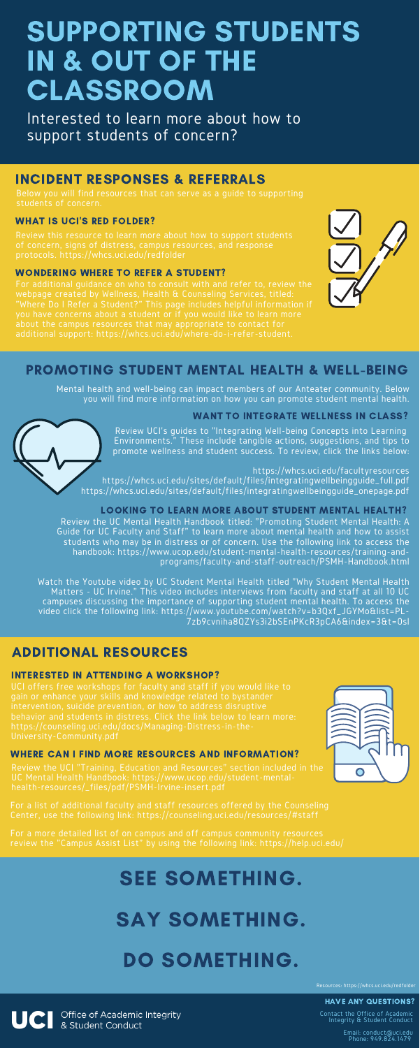# SUPPORTING STUDENTS IN & OUT OF THE CLASSROOM

Interested to learn more about how to support students of concern?

## INCIDENT RESPONSES & REFERRALS

Below you will find resources that can serve as a guide to supporting students of concern.

### WHAT IS UCI'S RED FOLDER?

Review this resource to learn more about how to support students of concern, signs of distress, campus resources, and response protocols. https://whcs.uci.edu/redfolder

### WONDERING WHERE TO REFER A STUDENT?

For additional guidance on who to consult with and refer to, review the webpage created by Wellness, Health & Counseling Services, titled: "Where Do I Refer a Student?" This page includes helpful information if you have concerns about a student or if you would like to learn more about the campus resources that may appropriate to contact for additional support: https://whcs.uci.edu/where-do-i-refer-student.

## PROMOTING STUDENT MENTAL HEALTH & WELL-BEING

Mental health and well-being can impact members of our Anteater community. Below you will find more information on how you can promote student mental health.

### WANT TO INTEGRATE WELLNESS IN CLASS?

Review UCI's guides to "Integrating Well-being Concepts into Learning Environments." These include tangible actions, suggestions, and tips to promote wellness and student success. To review, click the links below:

https://whcs.uci.edu/facultyresources
https://whcs.uci.edu/sites/default/files/integratingwellbeingguide_full.pdf
https://whcs.uci.edu/sites/default/files/integratingwellbeingguide_onepage.pdf

### LOOKING TO LEARN MORE ABOUT STUDENT MENTAL HEALTH?

Review the UC Mental Health Handbook titled: "Promoting Student Mental Health: A Guide for UC Faculty and Staff" to learn more about mental health and how to assist students who may be in distress or of concern. Use the following link to access the handbook: https://www.ucop.edu/student-mental-health-resources/training-and-programs/faculty-and-staff-outreach/PSMH-Handbook.html

Watch the Youtube video by UC Student Mental Health titled "Why Student Mental Health Matters - UC Irvine." This video includes interviews from faculty and staff at all 10 UC campuses discussing the importance of supporting student mental health. To access the video click the following link: https://www.youtube.com/watch?v=b3Qxf_JGYMo&list=PL-7zb9cvniha8QZYs3i2bSEnPKcR3pCA6&index=3&t=0sl

## ADDITIONAL RESOURCES

### INTERESTED IN ATTENDING A WORKSHOP?

UCI offers free workshops for faculty and staff if you would like to gain or enhance your skills and knowledge related to bystander intervention, suicide prevention, or how to address disruptive behavior and students in distress. Click the link below to learn more: https://counseling.uci.edu/docs/Managing-Distress-in-the-University-Community.pdf

### WHERE CAN I FIND MORE RESOURCES AND INFORMATION?

Review the UCI "Training, Education and Resources" section included in the UC Mental Health Handbook: https://www.ucop.edu/student-mental-health-resources/_files/pdf/PSMH-Irvine-insert.pdf

For a list of additional faculty and staff resources offered by the Counseling Center, use the following link: https://counseling.uci.edu/resources/#staff

For a more detailed list of on campus and off campus community resources review the "Campus Assist List" by using the following link: https://help.uci.edu/

# SEE SOMETHING.

# SAY SOMETHING.

# DO SOMETHING.

Resources: https://whcs.uci.edu/redfolder

UCI Office of Academic Integrity & Student Conduct

**HAVE ANY QUESTIONS?**

Contact the Office of Academic Integrity & Student Conduct

Email: conduct@uci.edu
Phone: 949.824.1479